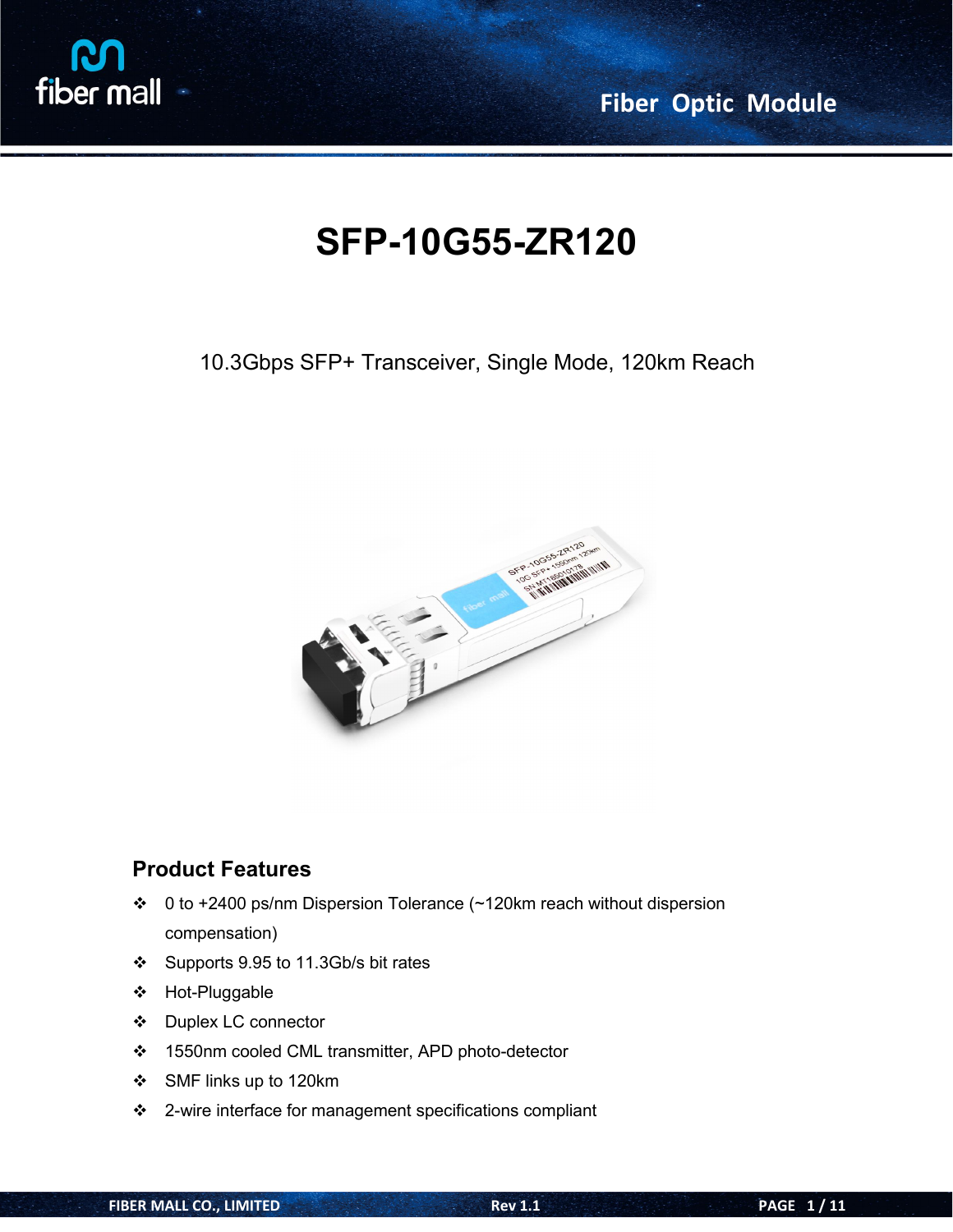# SFP-10G55-ZR120

10.3Gbps SFP+ Transceiver, Single Mode, 120km Reach

## Product Features

- 0 to +2400 ps/nm Dispersion Tolerance (~120km reach without dispersion compensation)
- Supports 9.95 to 11.3Gb/s bit rates
- Hot-Pluggable
- Duplex LC connector
- 1550nm cooled CML transmitter, APD photo-detector
- SMF links up to 120km
- 2-wire interface for management specifications compliant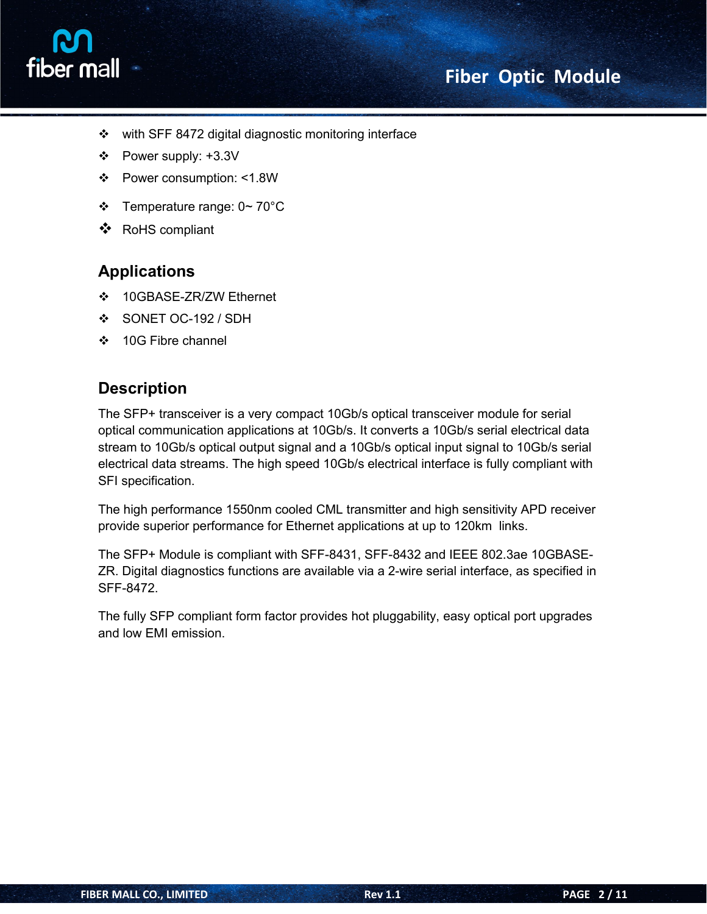- with SFF 8472 digital diagnostic monitoring interface
- Power supply: +3.3V
- Power consumption: <1.8W
- Temperature range: 0~ 70°C
- RoHS compliant

## Applications

- 10GBASE-ZR/ZW Ethernet
- SONET OC-192 / SDH
- 10G Fibre channel

## Description

The SFP+ transceiver is a very compact 10Gb/s optical transceiver module for serial optical communication applications at 10Gb/s. It converts a 10Gb/s serial electrical data stream to 10Gb/s optical output signal and a 10Gb/s optical input signal to 10Gb/s serial electrical data streams. The high speed 10Gb/s electrical interface is fully compliant with SFI specification.

The high performance 1550nm cooled CML transmitter and high sensitivity APD receiver provide superior performance for Ethernet applications at up to 120km links.

The SFP+ Module is compliant with SFF-8431, SFF-8432 and IEEE 802.3ae 10GBASE-ZR. Digital diagnostics functions are available via a 2-wire serial interface, as specified in SFF-8472.

The fully SFP compliant form factor provides hot pluggability, easy optical port upgrades and low EMI emission.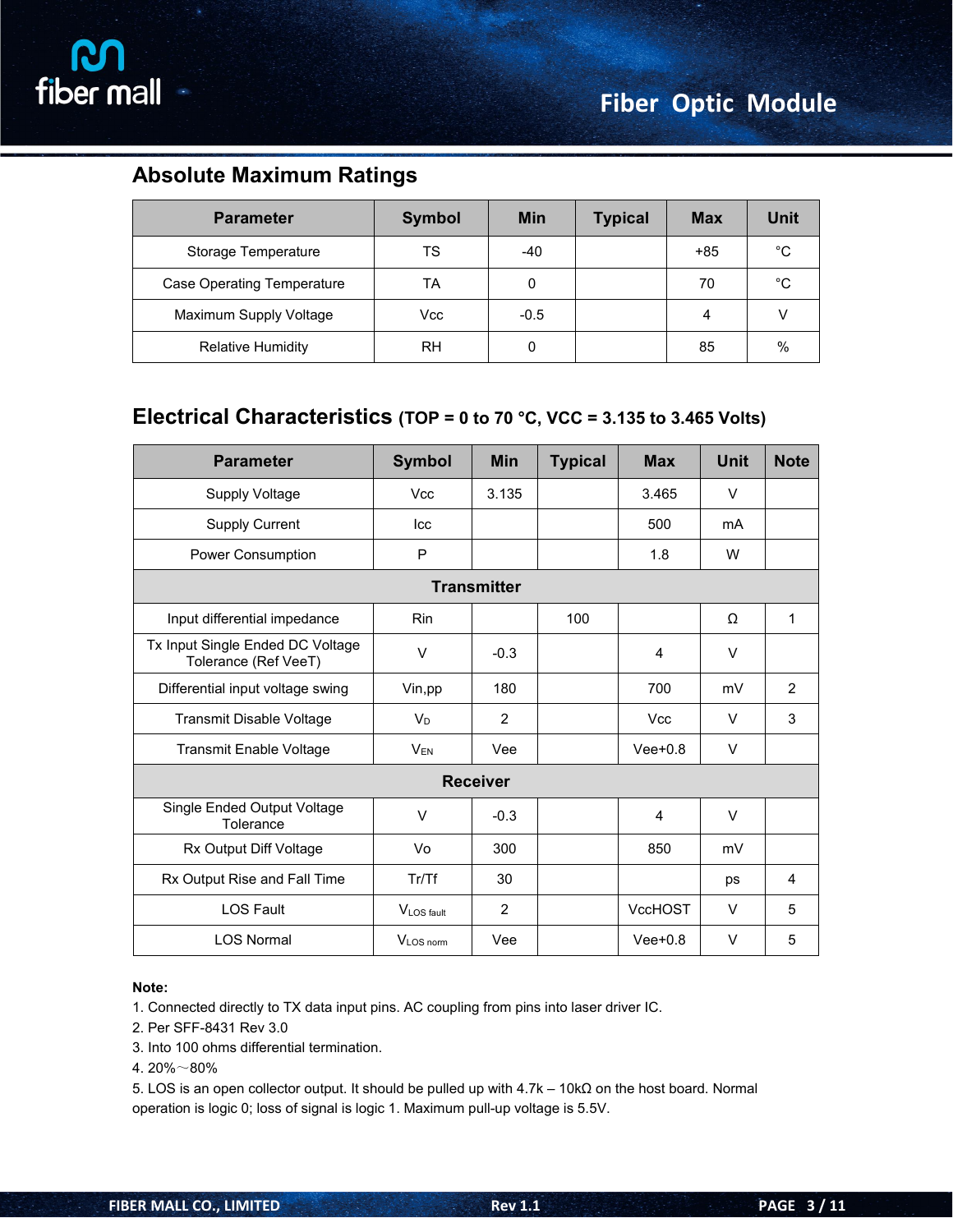## Absolute Maximum Ratings

| Parameter | Symbol | Min | Typical | Max | Unit |
|---|---|---|---|---|---|
| Storage Temperature | TS | -40 | | +85 | °C |
| Case Operating Temperature | TA | 0 | | 70 | °C |
| Maximum Supply Voltage | Vcc | -0.5 | | 4 | V |
| Relative Humidity | RH | 0 | | 85 | % |

## Electrical Characteristics (TOP = 0 to 70 °C, VCC = 3.135 to 3.465 Volts)

| Parameter | Symbol | Min | Typical | Max | Unit | Note |
|---|---|---|---|---|---|---|
| Supply Voltage | Vcc | 3.135 | | 3.465 | V | |
| Supply Current | Icc | | | 500 | mA | |
| Power Consumption | P | | | 1.8 | W | |
| **Transmitter** | | | | | | |
| Input differential impedance | Rin | | 100 | | Ω | 1 |
| Tx Input Single Ended DC Voltage Tolerance (Ref VeeT) | V | -0.3 | | 4 | V | |
| Differential input voltage swing | Vin,pp | 180 | | 700 | mV | 2 |
| Transmit Disable Voltage | $V_D$ | 2 | | Vcc | V | 3 |
| Transmit Enable Voltage | $V_{EN}$ | Vee | | Vee+0.8 | V | |
| **Receiver** | | | | | | |
| Single Ended Output Voltage Tolerance | V | -0.3 | | 4 | V | |
| Rx Output Diff Voltage | Vo | 300 | | 850 | mV | |
| Rx Output Rise and Fall Time | Tr/Tf | 30 | | | ps | 4 |
| LOS Fault | $V_{LOS\ fault}$ | 2 | | VccHOST | V | 5 |
| LOS Normal | $V_{LOS\ norm}$ | Vee | | Vee+0.8 | V | 5 |

**Note:**

1. Connected directly to TX data input pins. AC coupling from pins into laser driver IC.
2. Per SFF-8431 Rev 3.0
3. Into 100 ohms differential termination.
4. 20%～80%
5. LOS is an open collector output. It should be pulled up with 4.7k – 10kΩ on the host board. Normal operation is logic 0; loss of signal is logic 1. Maximum pull-up voltage is 5.5V.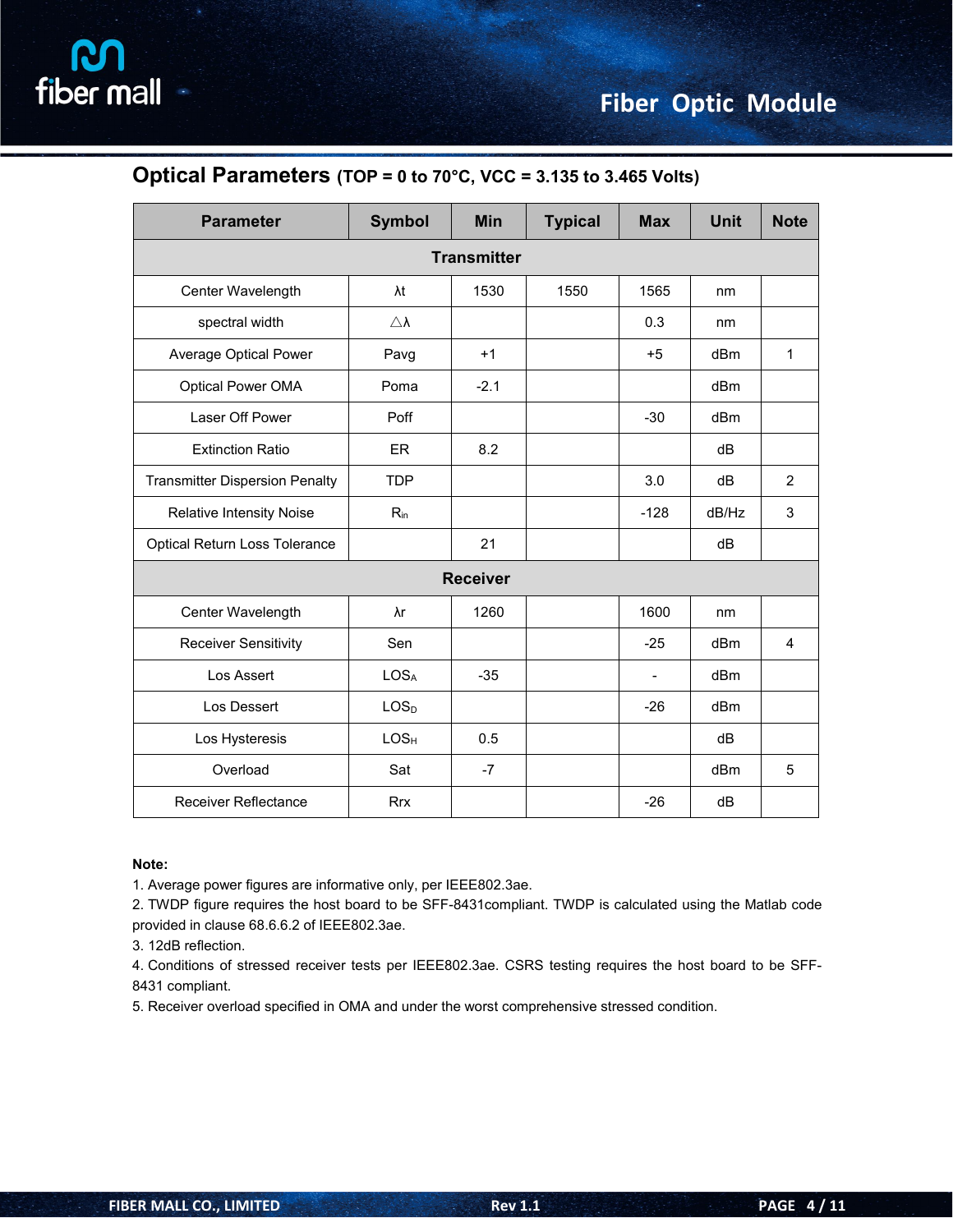## Optical Parameters (TOP = 0 to 70°C, VCC = 3.135 to 3.465 Volts)

| Parameter | Symbol | Min | Typical | Max | Unit | Note |
|---|---|---|---|---|---|---|
| **Transmitter** | | | | | | |
| Center Wavelength | λt | 1530 | 1550 | 1565 | nm | |
| spectral width | △λ | | | 0.3 | nm | |
| Average Optical Power | Pavg | +1 | | +5 | dBm | 1 |
| Optical Power OMA | Poma | -2.1 | | | dBm | |
| Laser Off Power | Poff | | | -30 | dBm | |
| Extinction Ratio | ER | 8.2 | | | dB | |
| Transmitter Dispersion Penalty | TDP | | | 3.0 | dB | 2 |
| Relative Intensity Noise | $R_{in}$ | | | -128 | dB/Hz | 3 |
| Optical Return Loss Tolerance | | 21 | | | dB | |
| **Receiver** | | | | | | |
| Center Wavelength | λr | 1260 | | 1600 | nm | |
| Receiver Sensitivity | Sen | | | -25 | dBm | 4 |
| Los Assert | $LOS_A$ | -35 | | - | dBm | |
| Los Dessert | $LOS_D$ | | | -26 | dBm | |
| Los Hysteresis | $LOS_H$ | 0.5 | | | dB | |
| Overload | Sat | -7 | | | dBm | 5 |
| Receiver Reflectance | Rrx | | | -26 | dB | |

**Note:**

1. Average power figures are informative only, per IEEE802.3ae.
2. TWDP figure requires the host board to be SFF-8431compliant. TWDP is calculated using the Matlab code provided in clause 68.6.6.2 of IEEE802.3ae.
3. 12dB reflection.
4. Conditions of stressed receiver tests per IEEE802.3ae. CSRS testing requires the host board to be SFF-8431 compliant.
5. Receiver overload specified in OMA and under the worst comprehensive stressed condition.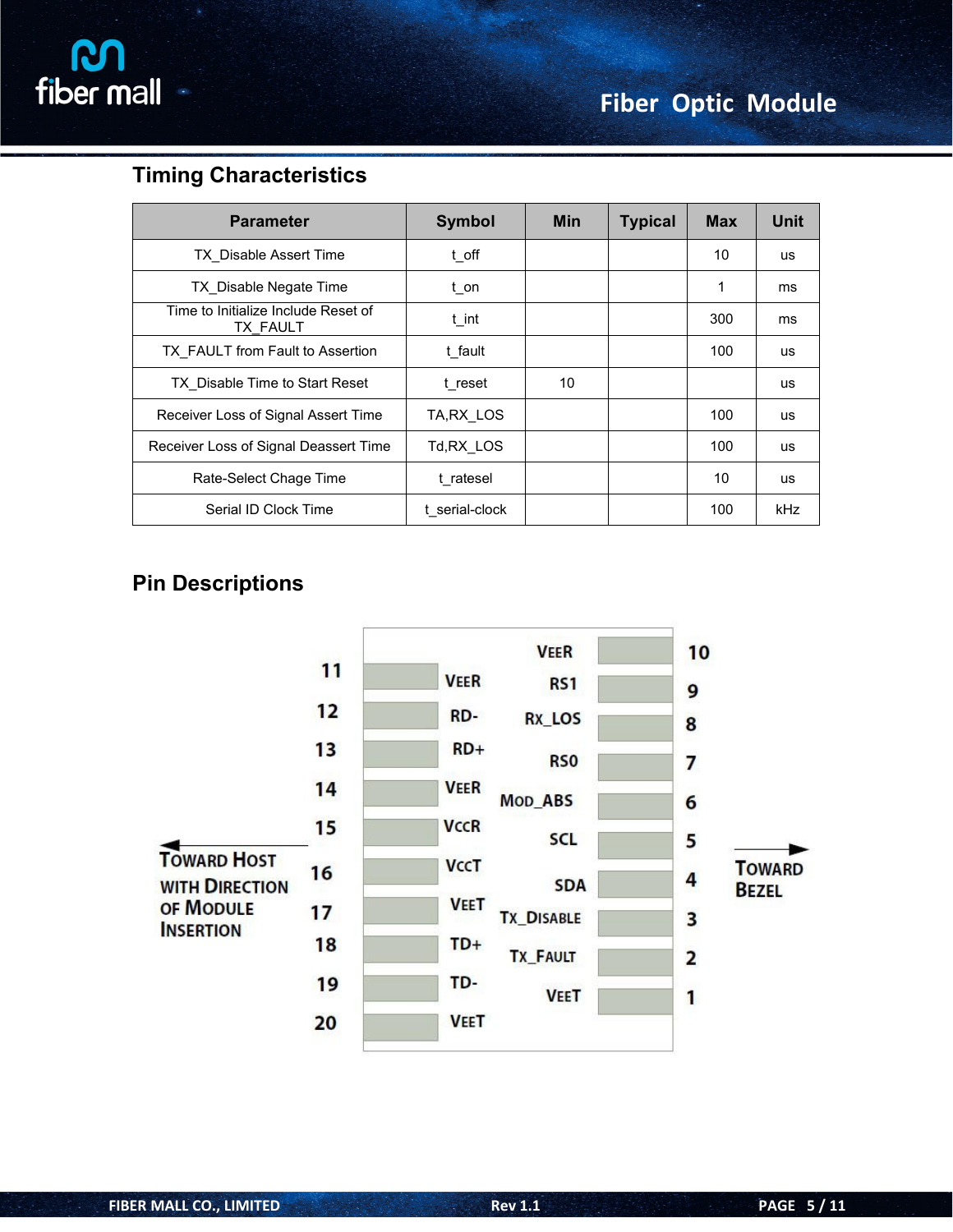## Timing Characteristics

| Parameter | Symbol | Min | Typical | Max | Unit |
|---|---|---|---|---|---|
| TX_Disable Assert Time | t_off | | | 10 | us |
| TX_Disable Negate Time | t_on | | | 1 | ms |
| Time to Initialize Include Reset of TX_FAULT | t_int | | | 300 | ms |
| TX_FAULT from Fault to Assertion | t_fault | | | 100 | us |
| TX_Disable Time to Start Reset | t_reset | 10 | | | us |
| Receiver Loss of Signal Assert Time | TA,RX_LOS | | | 100 | us |
| Receiver Loss of Signal Deassert Time | Td,RX_LOS | | | 100 | us |
| Rate-Select Chage Time | t_ratesel | | | 10 | us |
| Serial ID Clock Time | t_serial-clock | | | 100 | kHz |

## Pin Descriptions

| Pin | Name | Pin | Name |
|---|---|---|---|
| 11 | VEER | 10 | VEER |
| 12 | RD- | 9 | RS1 |
| 13 | RD+ | 8 | RX_LOS |
| 14 | VEER | 7 | RS0 |
| 15 | VCCR | 6 | MOD_ABS |
| 16 | VCCT | 5 | SCL |
| 17 | VEET | 4 | SDA |
| 18 | TD+ | 3 | TX_DISABLE |
| 19 | TD- | 2 | TX_FAULT |
| 20 | VEET | 1 | VEET |

← TOWARD HOST WITH DIRECTION OF MODULE INSERTION

→ TOWARD BEZEL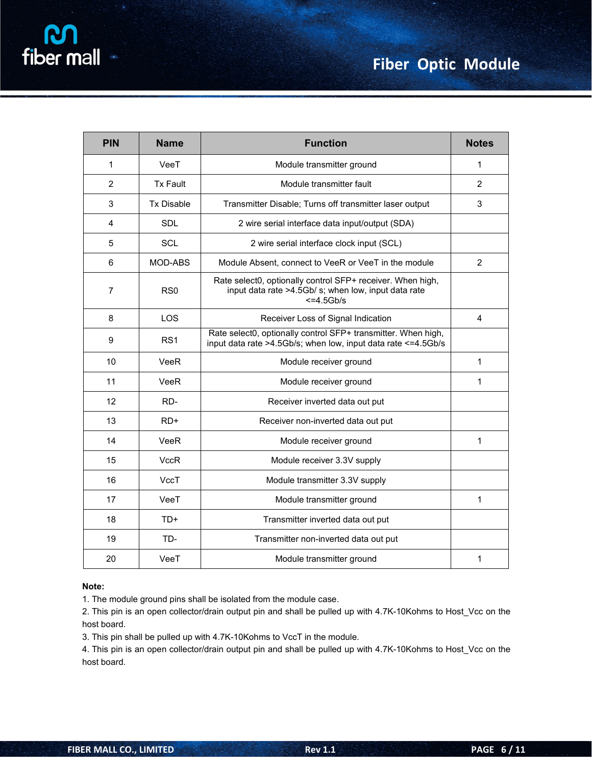| PIN | Name | Function | Notes |
|---|---|---|---|
| 1 | VeeT | Module transmitter ground | 1 |
| 2 | Tx Fault | Module transmitter fault | 2 |
| 3 | Tx Disable | Transmitter Disable; Turns off transmitter laser output | 3 |
| 4 | SDL | 2 wire serial interface data input/output (SDA) | |
| 5 | SCL | 2 wire serial interface clock input (SCL) | |
| 6 | MOD-ABS | Module Absent, connect to VeeR or VeeT in the module | 2 |
| 7 | RS0 | Rate select0, optionally control SFP+ receiver. When high, input data rate >4.5Gb/ s; when low, input data rate <=4.5Gb/s | |
| 8 | LOS | Receiver Loss of Signal Indication | 4 |
| 9 | RS1 | Rate select0, optionally control SFP+ transmitter. When high, input data rate >4.5Gb/s; when low, input data rate <=4.5Gb/s | |
| 10 | VeeR | Module receiver ground | 1 |
| 11 | VeeR | Module receiver ground | 1 |
| 12 | RD- | Receiver inverted data out put | |
| 13 | RD+ | Receiver non-inverted data out put | |
| 14 | VeeR | Module receiver ground | 1 |
| 15 | VccR | Module receiver 3.3V supply | |
| 16 | VccT | Module transmitter 3.3V supply | |
| 17 | VeeT | Module transmitter ground | 1 |
| 18 | TD+ | Transmitter inverted data out put | |
| 19 | TD- | Transmitter non-inverted data out put | |
| 20 | VeeT | Module transmitter ground | 1 |

**Note:**

1. The module ground pins shall be isolated from the module case.
2. This pin is an open collector/drain output pin and shall be pulled up with 4.7K-10Kohms to Host_Vcc on the host board.
3. This pin shall be pulled up with 4.7K-10Kohms to VccT in the module.
4. This pin is an open collector/drain output pin and shall be pulled up with 4.7K-10Kohms to Host_Vcc on the host board.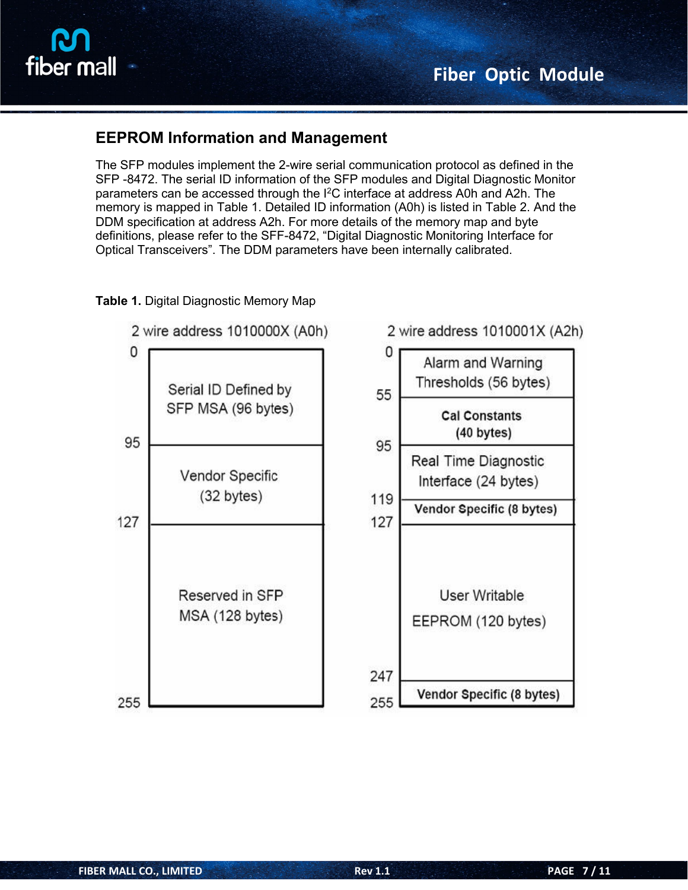## EEPROM Information and Management

The SFP modules implement the 2-wire serial communication protocol as defined in the SFP -8472. The serial ID information of the SFP modules and Digital Diagnostic Monitor parameters can be accessed through the I[2]C interface at address A0h and A2h. The memory is mapped in Table 1. Detailed ID information (A0h) is listed in Table 2. And the DDM specification at address A2h. For more details of the memory map and byte definitions, please refer to the SFF-8472, "Digital Diagnostic Monitoring Interface for Optical Transceivers". The DDM parameters have been internally calibrated.

**Table 1.** Digital Diagnostic Memory Map

| 2 wire address 1010000X (A0h) | | 2 wire address 1010001X (A2h) | |
|---|---|---|---|
| 0–95 | Serial ID Defined by SFP MSA (96 bytes) | 0–55 | Alarm and Warning Thresholds (56 bytes) |
| | | 55–95 | Cal Constants (40 bytes) |
| 95–127 | Vendor Specific (32 bytes) | 95–119 | Real Time Diagnostic Interface (24 bytes) |
| | | 119–127 | Vendor Specific (8 bytes) |
| 127–255 | Reserved in SFP MSA (128 bytes) | 127–247 | User Writable EEPROM (120 bytes) |
| | | 247–255 | Vendor Specific (8 bytes) |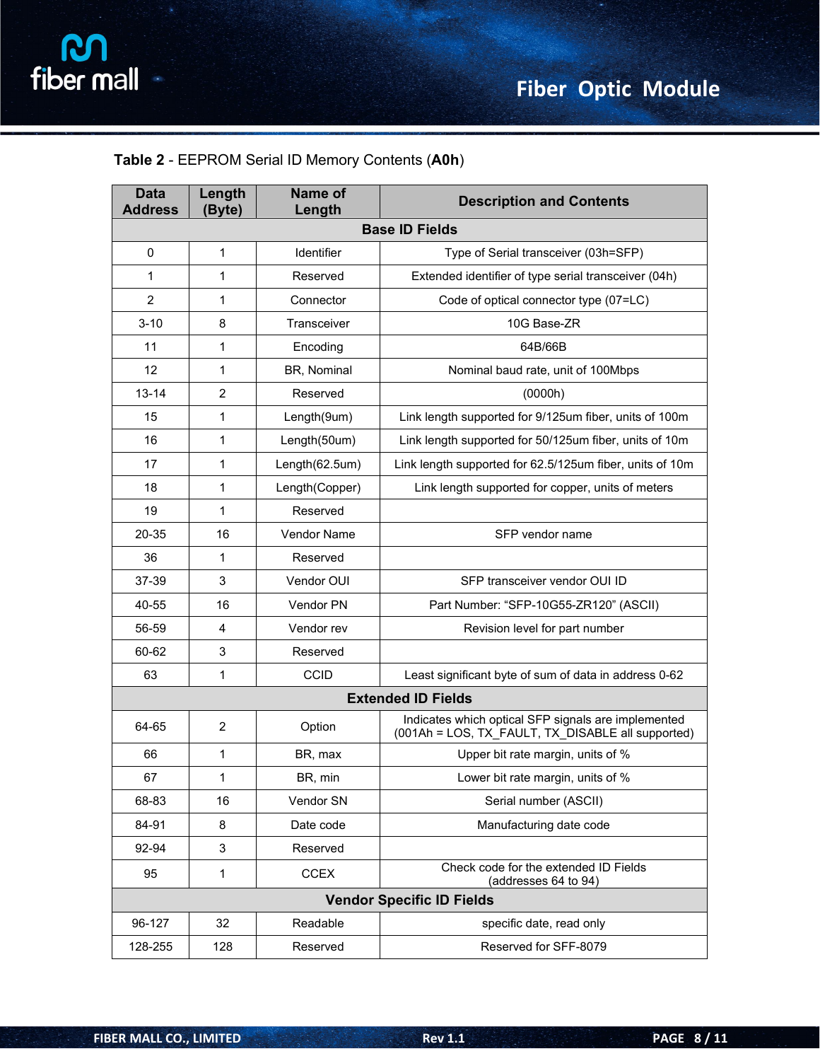**Table 2** - EEPROM Serial ID Memory Contents (**A0h**)

| Data Address | Length (Byte) | Name of Length | Description and Contents |
|---|---|---|---|
| **Base ID Fields** | | | |
| 0 | 1 | Identifier | Type of Serial transceiver (03h=SFP) |
| 1 | 1 | Reserved | Extended identifier of type serial transceiver (04h) |
| 2 | 1 | Connector | Code of optical connector type (07=LC) |
| 3-10 | 8 | Transceiver | 10G Base-ZR |
| 11 | 1 | Encoding | 64B/66B |
| 12 | 1 | BR, Nominal | Nominal baud rate, unit of 100Mbps |
| 13-14 | 2 | Reserved | (0000h) |
| 15 | 1 | Length(9um) | Link length supported for 9/125um fiber, units of 100m |
| 16 | 1 | Length(50um) | Link length supported for 50/125um fiber, units of 10m |
| 17 | 1 | Length(62.5um) | Link length supported for 62.5/125um fiber, units of 10m |
| 18 | 1 | Length(Copper) | Link length supported for copper, units of meters |
| 19 | 1 | Reserved | |
| 20-35 | 16 | Vendor Name | SFP vendor name |
| 36 | 1 | Reserved | |
| 37-39 | 3 | Vendor OUI | SFP transceiver vendor OUI ID |
| 40-55 | 16 | Vendor PN | Part Number: "SFP-10G55-ZR120" (ASCII) |
| 56-59 | 4 | Vendor rev | Revision level for part number |
| 60-62 | 3 | Reserved | |
| 63 | 1 | CCID | Least significant byte of sum of data in address 0-62 |
| **Extended ID Fields** | | | |
| 64-65 | 2 | Option | Indicates which optical SFP signals are implemented (001Ah = LOS, TX_FAULT, TX_DISABLE all supported) |
| 66 | 1 | BR, max | Upper bit rate margin, units of % |
| 67 | 1 | BR, min | Lower bit rate margin, units of % |
| 68-83 | 16 | Vendor SN | Serial number (ASCII) |
| 84-91 | 8 | Date code | Manufacturing date code |
| 92-94 | 3 | Reserved | |
| 95 | 1 | CCEX | Check code for the extended ID Fields (addresses 64 to 94) |
| **Vendor Specific ID Fields** | | | |
| 96-127 | 32 | Readable | specific date, read only |
| 128-255 | 128 | Reserved | Reserved for SFF-8079 |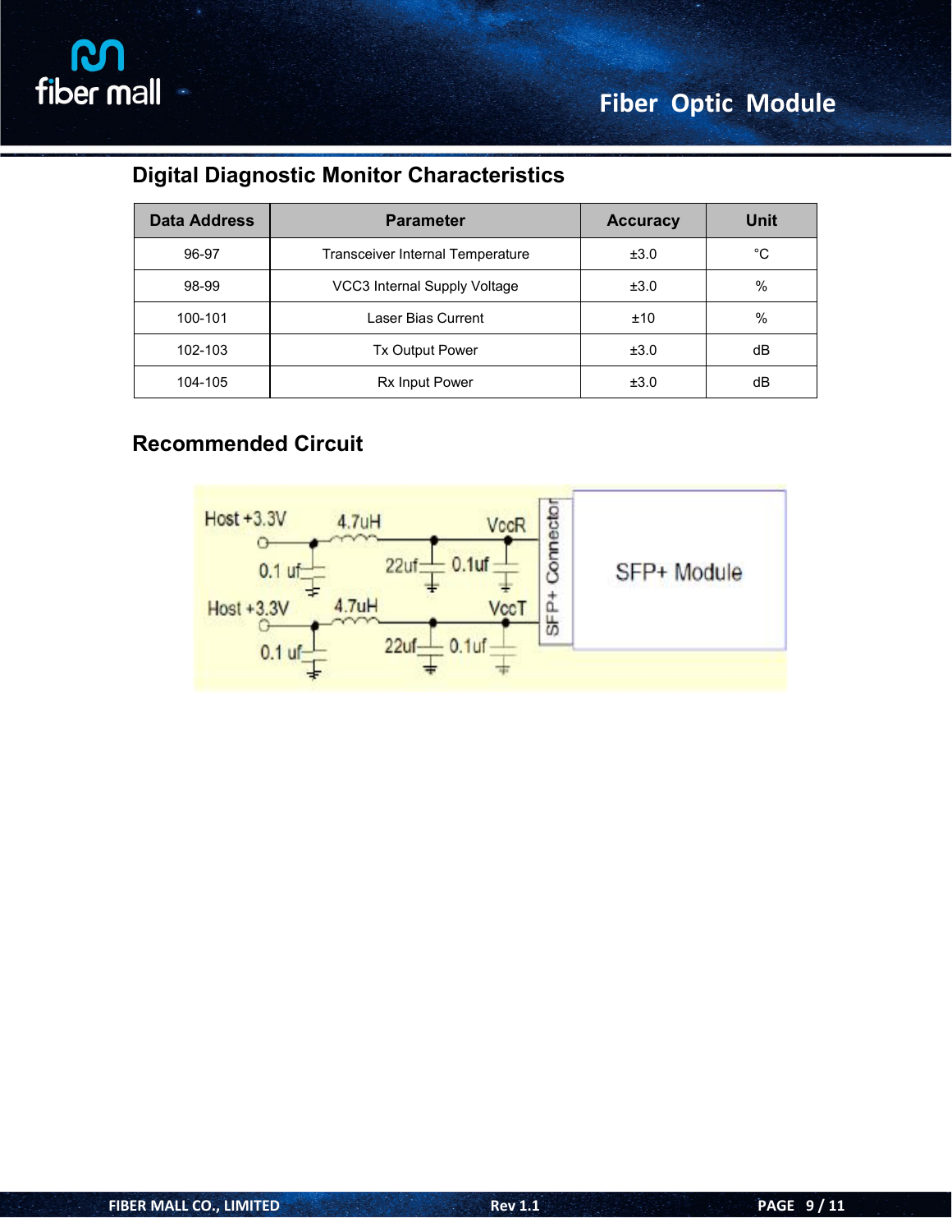## Digital Diagnostic Monitor Characteristics

| Data Address | Parameter | Accuracy | Unit |
|---|---|---|---|
| 96-97 | Transceiver Internal Temperature | ±3.0 | °C |
| 98-99 | VCC3 Internal Supply Voltage | ±3.0 | % |
| 100-101 | Laser Bias Current | ±10 | % |
| 102-103 | Tx Output Power | ±3.0 | dB |
| 104-105 | Rx Input Power | ±3.0 | dB |

## Recommended Circuit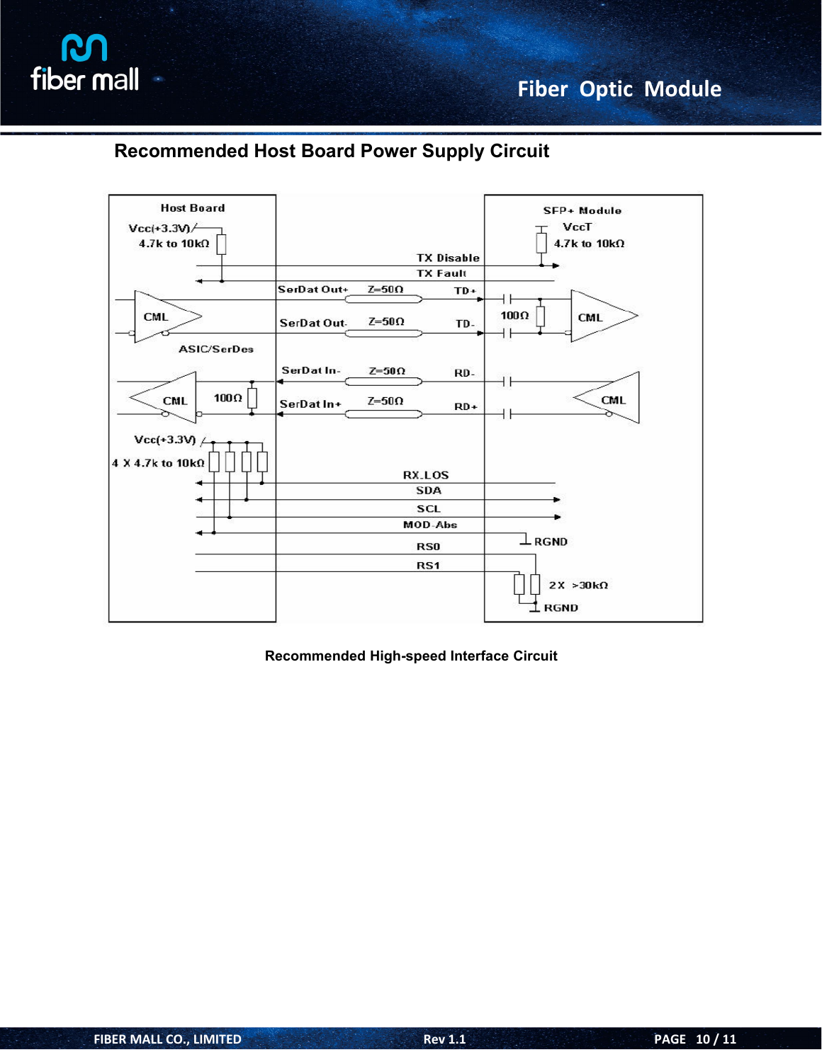## Recommended Host Board Power Supply Circuit

Recommended High-speed Interface Circuit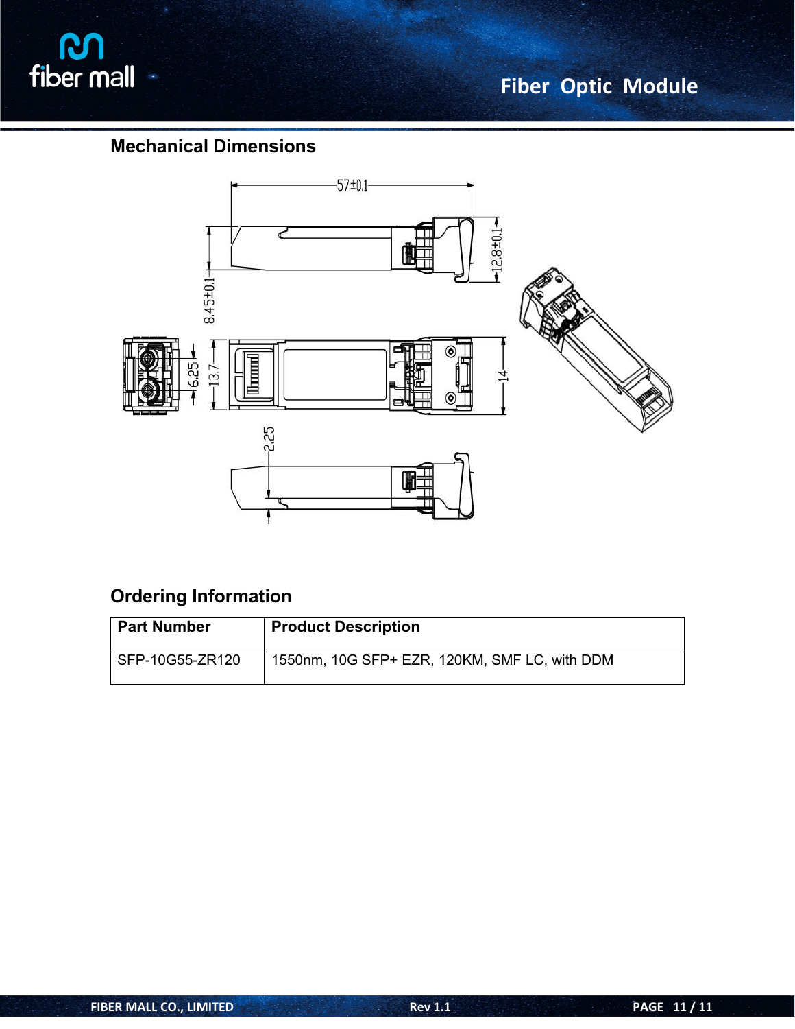## Mechanical Dimensions

57±0.1

12.8±0.1

8.45±0.1

6.25

13.7

14

2.25

## Ordering Information

| Part Number | Product Description |
|---|---|
| SFP-10G55-ZR120 | 1550nm, 10G SFP+ EZR, 120KM, SMF LC, with DDM |